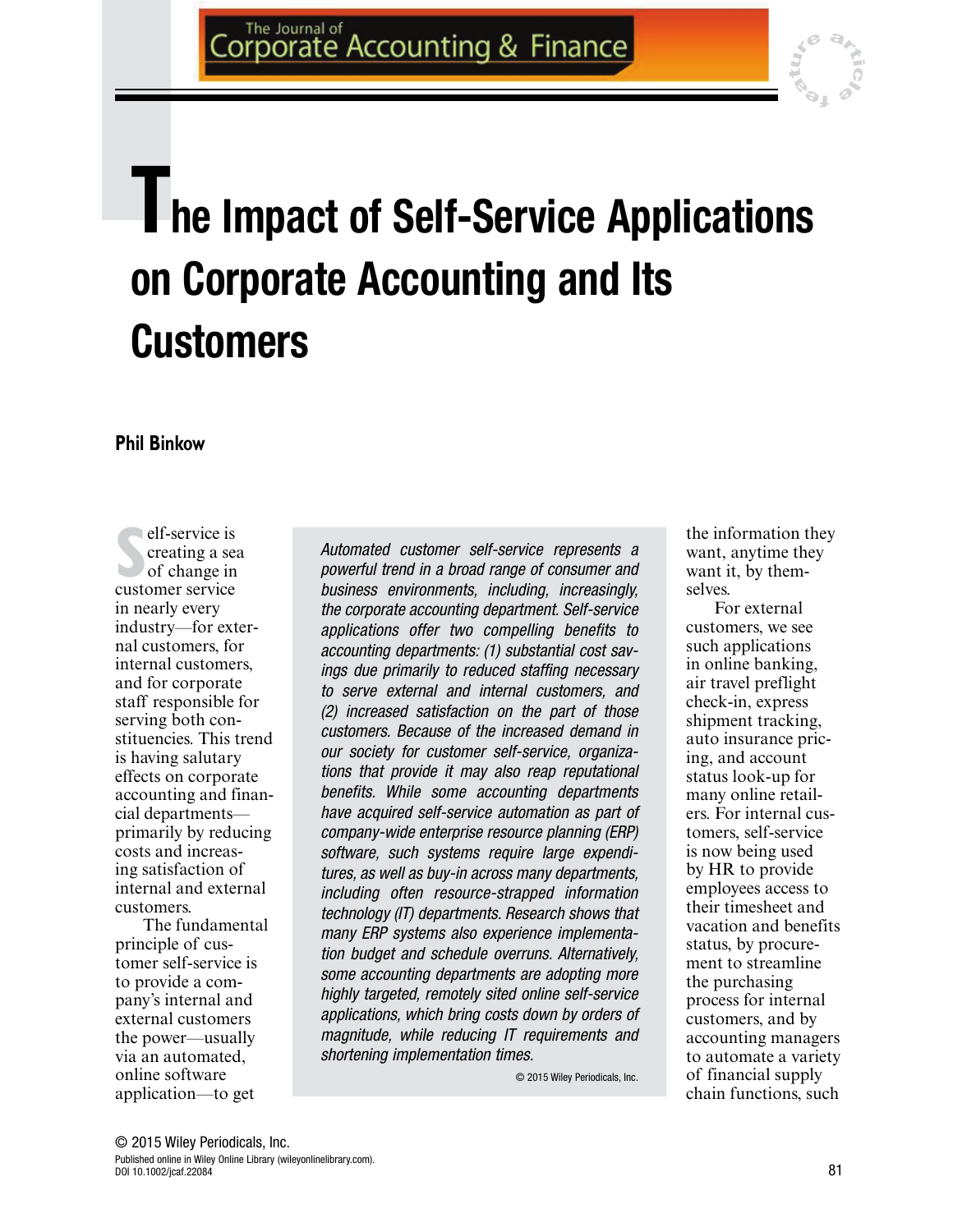# The Impact of Self-Service Applications on Corporate Accounting and Its Customers

**Phil Binkow**

*Automated customer self-service represents a powerful trend in a broad range of consumer and business environments, including, increasingly, the corporate accounting department. Self-service applications offer two compelling benefits to accounting departments: (1) substantial cost savings due primarily to reduced staffing necessary to serve external and internal customers, and (2) increased satisfaction on the part of those customers. Because of the increased demand in our society for customer self-service, organizations that provide it may also reap reputational benefits. While some accounting departments have acquired self-service automation as part of company-wide enterprise resource planning (ERP) software, such systems require large expenditures, as well as buy-in across many departments, including often resource-strapped information technology (IT) departments. Research shows that many ERP systems also experience implementation budget and schedule overruns. Alternatively, some accounting departments are adopting more highly targeted, remotely sited online self-service applications, which bring costs down by orders of magnitude, while reducing IT requirements and shortening implementation times.*

© 2015 Wiley Periodicals, Inc.

Self-service is creating a sea of change in customer service in nearly every industry—for external customers, for internal customers, and for corporate staff responsible for serving both constituencies. This trend is having salutary effects on corporate accounting and financial departments—primarily by reducing costs and increasing satisfaction of internal and external customers.

The fundamental principle of customer self-service is to provide a company's internal and external customers the power—usually via an automated, online software application—to get the information they want, anytime they want it, by themselves.

For external customers, we see such applications in online banking, air travel preflight check-in, express shipment tracking, auto insurance pricing, and account status look-up for many online retailers. For internal customers, self-service is now being used by HR to provide employees access to their timesheet and vacation and benefits status, by procurement to streamline the purchasing process for internal customers, and by accounting managers to automate a variety of financial supply chain functions, such

© 2015 Wiley Periodicals, Inc.
Published online in Wiley Online Library (wileyonlinelibrary.com).
DOI 10.1002/jcaf.22084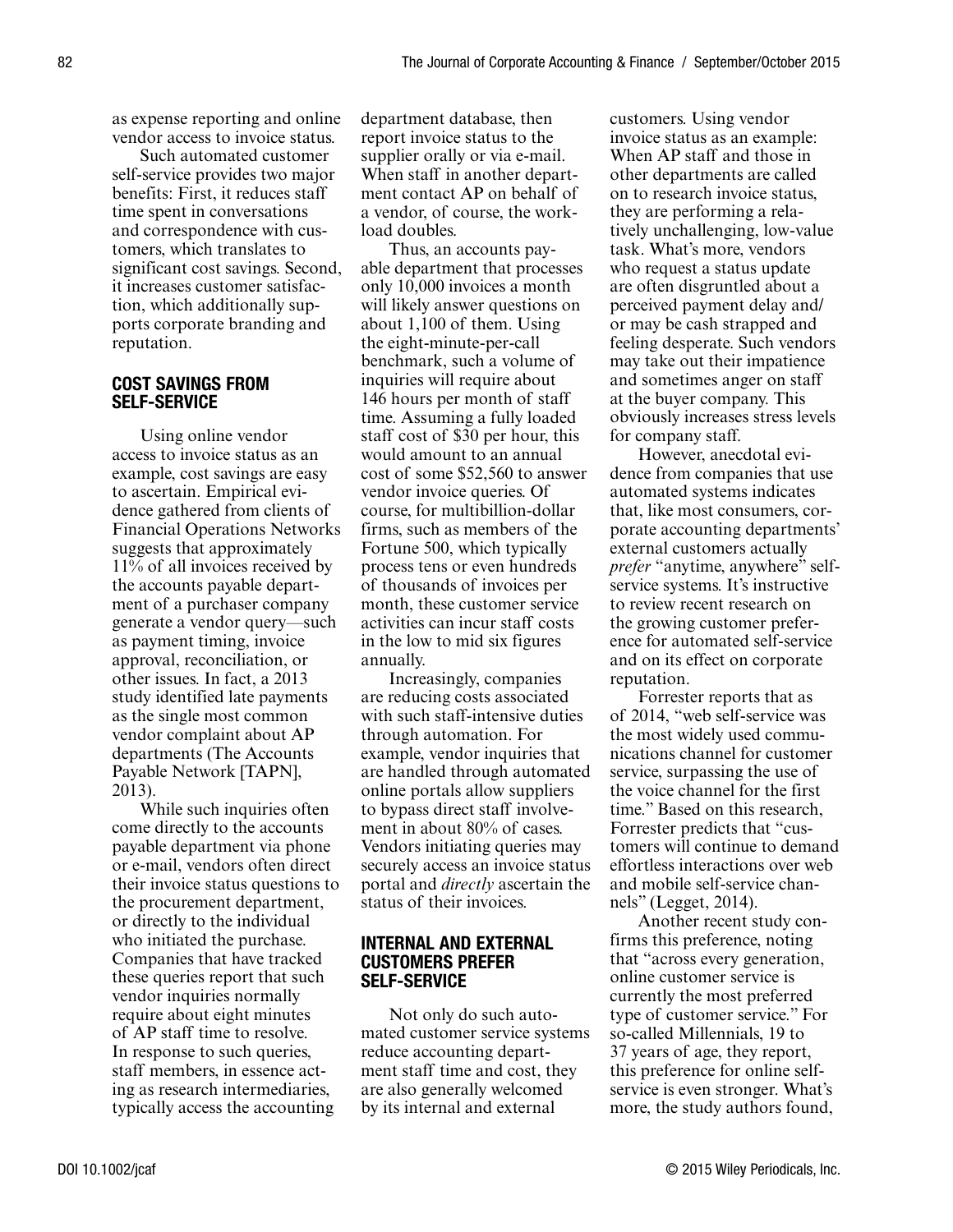as expense reporting and online vendor access to invoice status.

Such automated customer self-service provides two major benefits: First, it reduces staff time spent in conversations and correspondence with customers, which translates to significant cost savings. Second, it increases customer satisfaction, which additionally supports corporate branding and reputation.

## COST SAVINGS FROM SELF-SERVICE

Using online vendor access to invoice status as an example, cost savings are easy to ascertain. Empirical evidence gathered from clients of Financial Operations Networks suggests that approximately 11% of all invoices received by the accounts payable department of a purchaser company generate a vendor query—such as payment timing, invoice approval, reconciliation, or other issues. In fact, a 2013 study identified late payments as the single most common vendor complaint about AP departments (The Accounts Payable Network [TAPN], 2013).

While such inquiries often come directly to the accounts payable department via phone or e-mail, vendors often direct their invoice status questions to the procurement department, or directly to the individual who initiated the purchase. Companies that have tracked these queries report that such vendor inquiries normally require about eight minutes of AP staff time to resolve. In response to such queries, staff members, in essence acting as research intermediaries, typically access the accounting department database, then report invoice status to the supplier orally or via e-mail. When staff in another department contact AP on behalf of a vendor, of course, the workload doubles.

Thus, an accounts payable department that processes only 10,000 invoices a month will likely answer questions on about 1,100 of them. Using the eight-minute-per-call benchmark, such a volume of inquiries will require about 146 hours per month of staff time. Assuming a fully loaded staff cost of $30 per hour, this would amount to an annual cost of some $52,560 to answer vendor invoice queries. Of course, for multibillion-dollar firms, such as members of the Fortune 500, which typically process tens or even hundreds of thousands of invoices per month, these customer service activities can incur staff costs in the low to mid six figures annually.

Increasingly, companies are reducing costs associated with such staff-intensive duties through automation. For example, vendor inquiries that are handled through automated online portals allow suppliers to bypass direct staff involvement in about 80% of cases. Vendors initiating queries may securely access an invoice status portal and *directly* ascertain the status of their invoices.

## INTERNAL AND EXTERNAL CUSTOMERS PREFER SELF-SERVICE

Not only do such automated customer service systems reduce accounting department staff time and cost, they are also generally welcomed by its internal and external customers. Using vendor invoice status as an example: When AP staff and those in other departments are called on to research invoice status, they are performing a relatively unchallenging, low-value task. What's more, vendors who request a status update are often disgruntled about a perceived payment delay and/or may be cash strapped and feeling desperate. Such vendors may take out their impatience and sometimes anger on staff at the buyer company. This obviously increases stress levels for company staff.

However, anecdotal evidence from companies that use automated systems indicates that, like most consumers, corporate accounting departments' external customers actually *prefer* "anytime, anywhere" self-service systems. It's instructive to review recent research on the growing customer preference for automated self-service and on its effect on corporate reputation.

Forrester reports that as of 2014, "web self-service was the most widely used communications channel for customer service, surpassing the use of the voice channel for the first time." Based on this research, Forrester predicts that "customers will continue to demand effortless interactions over web and mobile self-service channels" (Legget, 2014).

Another recent study confirms this preference, noting that "across every generation, online customer service is currently the most preferred type of customer service." For so-called Millennials, 19 to 37 years of age, they report, this preference for online self-service is even stronger. What's more, the study authors found,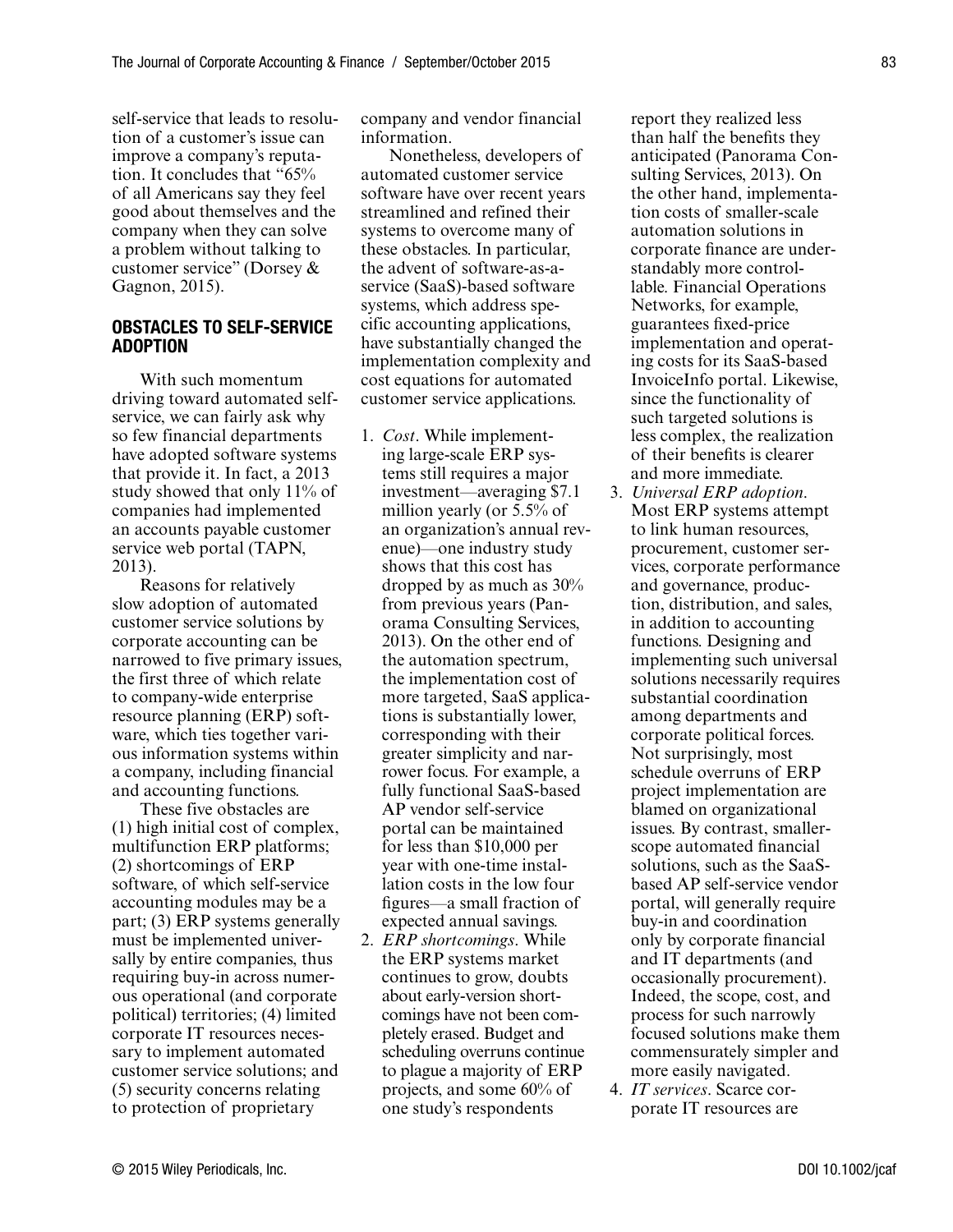self-service that leads to resolution of a customer's issue can improve a company's reputation. It concludes that "65% of all Americans say they feel good about themselves and the company when they can solve a problem without talking to customer service" (Dorsey & Gagnon, 2015).

## OBSTACLES TO SELF-SERVICE ADOPTION

With such momentum driving toward automated self-service, we can fairly ask why so few financial departments have adopted software systems that provide it. In fact, a 2013 study showed that only 11% of companies had implemented an accounts payable customer service web portal (TAPN, 2013).

Reasons for relatively slow adoption of automated customer service solutions by corporate accounting can be narrowed to five primary issues, the first three of which relate to company-wide enterprise resource planning (ERP) software, which ties together various information systems within a company, including financial and accounting functions.

These five obstacles are (1) high initial cost of complex, multifunction ERP platforms; (2) shortcomings of ERP software, of which self-service accounting modules may be a part; (3) ERP systems generally must be implemented universally by entire companies, thus requiring buy-in across numerous operational (and corporate political) territories; (4) limited corporate IT resources necessary to implement automated customer service solutions; and (5) security concerns relating to protection of proprietary company and vendor financial information.

Nonetheless, developers of automated customer service software have over recent years streamlined and refined their systems to overcome many of these obstacles. In particular, the advent of software-as-a-service (SaaS)-based software systems, which address specific accounting applications, have substantially changed the implementation complexity and cost equations for automated customer service applications.

1. *Cost*. While implementing large-scale ERP systems still requires a major investment—averaging $7.1 million yearly (or 5.5% of an organization's annual revenue)—one industry study shows that this cost has dropped by as much as 30% from previous years (Panorama Consulting Services, 2013). On the other end of the automation spectrum, the implementation cost of more targeted, SaaS applications is substantially lower, corresponding with their greater simplicity and narrower focus. For example, a fully functional SaaS-based AP vendor self-service portal can be maintained for less than $10,000 per year with one-time installation costs in the low four figures—a small fraction of expected annual savings.
2. *ERP shortcomings*. While the ERP systems market continues to grow, doubts about early-version shortcomings have not been completely erased. Budget and scheduling overruns continue to plague a majority of ERP projects, and some 60% of one study's respondents report they realized less than half the benefits they anticipated (Panorama Consulting Services, 2013). On the other hand, implementation costs of smaller-scale automation solutions in corporate finance are understandably more controllable. Financial Operations Networks, for example, guarantees fixed-price implementation and operating costs for its SaaS-based InvoiceInfo portal. Likewise, since the functionality of such targeted solutions is less complex, the realization of their benefits is clearer and more immediate.
3. *Universal ERP adoption*. Most ERP systems attempt to link human resources, procurement, customer services, corporate performance and governance, production, distribution, and sales, in addition to accounting functions. Designing and implementing such universal solutions necessarily requires substantial coordination among departments and corporate political forces. Not surprisingly, most schedule overruns of ERP project implementation are blamed on organizational issues. By contrast, smaller-scope automated financial solutions, such as the SaaS-based AP self-service vendor portal, will generally require buy-in and coordination only by corporate financial and IT departments (and occasionally procurement). Indeed, the scope, cost, and process for such narrowly focused solutions make them commensurately simpler and more easily navigated.
4. *IT services*. Scarce corporate IT resources are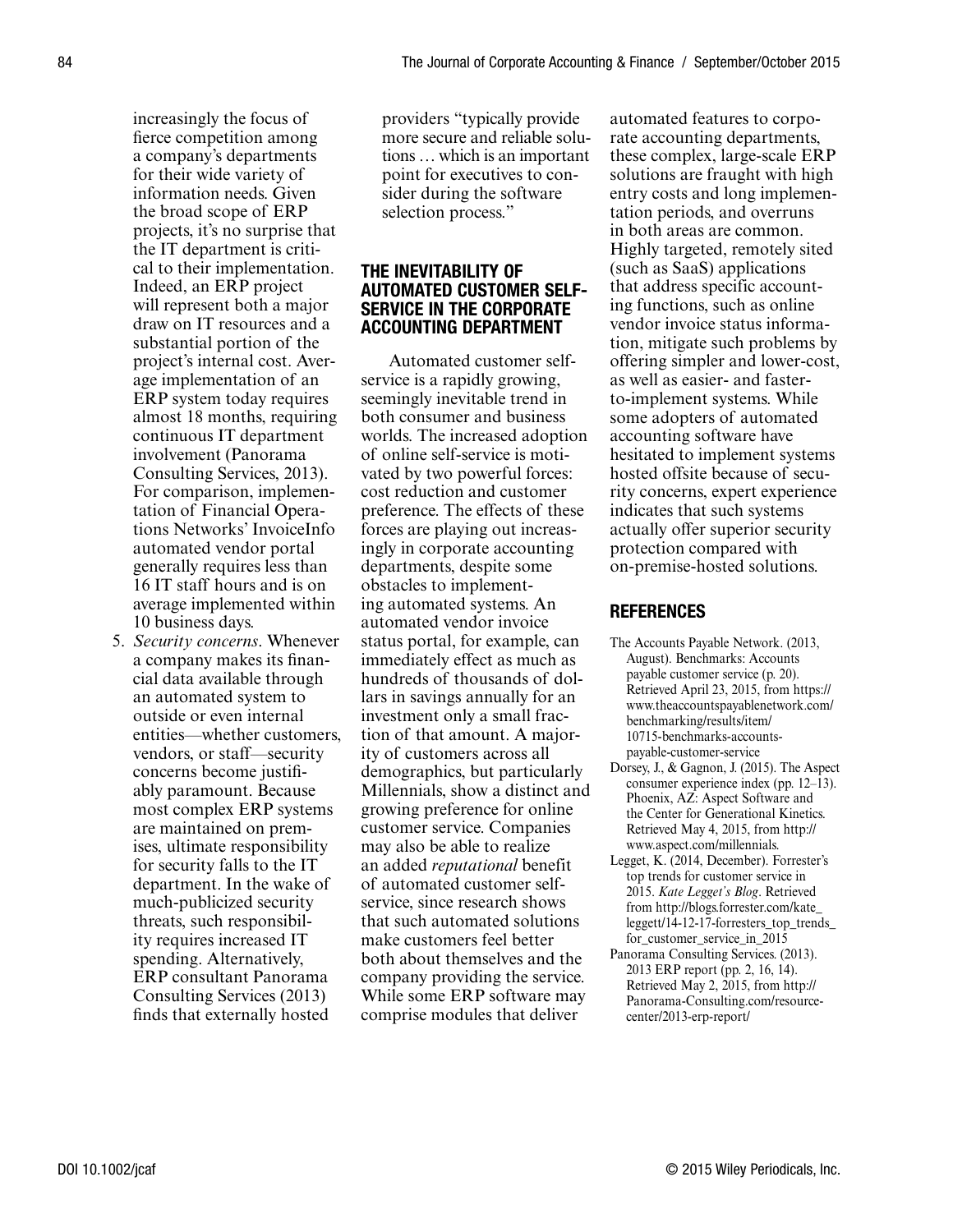increasingly the focus of fierce competition among a company's departments for their wide variety of information needs. Given the broad scope of ERP projects, it's no surprise that the IT department is critical to their implementation. Indeed, an ERP project will represent both a major draw on IT resources and a substantial portion of the project's internal cost. Average implementation of an ERP system today requires almost 18 months, requiring continuous IT department involvement (Panorama Consulting Services, 2013). For comparison, implementation of Financial Operations Networks' InvoiceInfo automated vendor portal generally requires less than 16 IT staff hours and is on average implemented within 10 business days.

5. *Security concerns*. Whenever a company makes its financial data available through an automated system to outside or even internal entities—whether customers, vendors, or staff—security concerns become justifiably paramount. Because most complex ERP systems are maintained on premises, ultimate responsibility for security falls to the IT department. In the wake of much-publicized security threats, such responsibility requires increased IT spending. Alternatively, ERP consultant Panorama Consulting Services (2013) finds that externally hosted providers "typically provide more secure and reliable solutions … which is an important point for executives to consider during the software selection process."

## THE INEVITABILITY OF AUTOMATED CUSTOMER SELF-SERVICE IN THE CORPORATE ACCOUNTING DEPARTMENT

Automated customer self-service is a rapidly growing, seemingly inevitable trend in both consumer and business worlds. The increased adoption of online self-service is motivated by two powerful forces: cost reduction and customer preference. The effects of these forces are playing out increasingly in corporate accounting departments, despite some obstacles to implementing automated systems. An automated vendor invoice status portal, for example, can immediately effect as much as hundreds of thousands of dollars in savings annually for an investment only a small fraction of that amount. A majority of customers across all demographics, but particularly Millennials, show a distinct and growing preference for online customer service. Companies may also be able to realize an added *reputational* benefit of automated customer self-service, since research shows that such automated solutions make customers feel better both about themselves and the company providing the service. While some ERP software may comprise modules that deliver automated features to corporate accounting departments, these complex, large-scale ERP solutions are fraught with high entry costs and long implementation periods, and overruns in both areas are common. Highly targeted, remotely sited (such as SaaS) applications that address specific accounting functions, such as online vendor invoice status information, mitigate such problems by offering simpler and lower-cost, as well as easier- and faster-to-implement systems. While some adopters of automated accounting software have hesitated to implement systems hosted offsite because of security concerns, expert experience indicates that such systems actually offer superior security protection compared with on-premise-hosted solutions.

## REFERENCES

The Accounts Payable Network. (2013, August). Benchmarks: Accounts payable customer service (p. 20). Retrieved April 23, 2015, from https://www.theaccountspayablenetwork.com/benchmarking/results/item/10715-benchmarks-accounts-payable-customer-service

Dorsey, J., & Gagnon, J. (2015). The Aspect consumer experience index (pp. 12–13). Phoenix, AZ: Aspect Software and the Center for Generational Kinetics. Retrieved May 4, 2015, from http://www.aspect.com/millennials.

Legget, K. (2014, December). Forrester's top trends for customer service in 2015. *Kate Legget's Blog*. Retrieved from http://blogs.forrester.com/kate_leggett/14-12-17-forresters_top_trends_for_customer_service_in_2015

Panorama Consulting Services. (2013). 2013 ERP report (pp. 2, 16, 14). Retrieved May 2, 2015, from http://Panorama-Consulting.com/resource-center/2013-erp-report/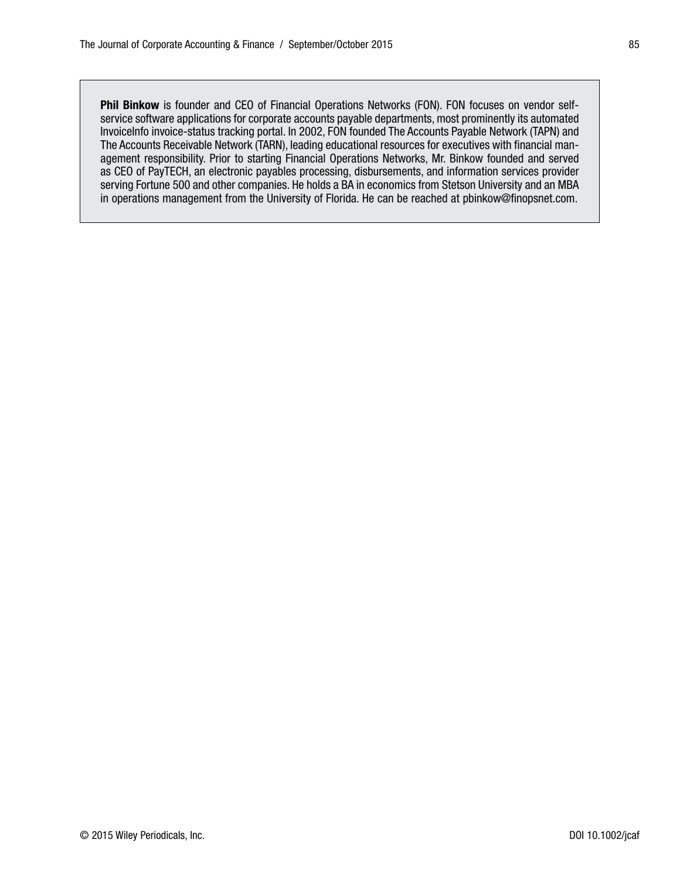**Phil Binkow** is founder and CEO of Financial Operations Networks (FON). FON focuses on vendor self-service software applications for corporate accounts payable departments, most prominently its automated InvoiceInfo invoice-status tracking portal. In 2002, FON founded The Accounts Payable Network (TAPN) and The Accounts Receivable Network (TARN), leading educational resources for executives with financial management responsibility. Prior to starting Financial Operations Networks, Mr. Binkow founded and served as CEO of PayTECH, an electronic payables processing, disbursements, and information services provider serving Fortune 500 and other companies. He holds a BA in economics from Stetson University and an MBA in operations management from the University of Florida. He can be reached at pbinkow@finopsnet.com.